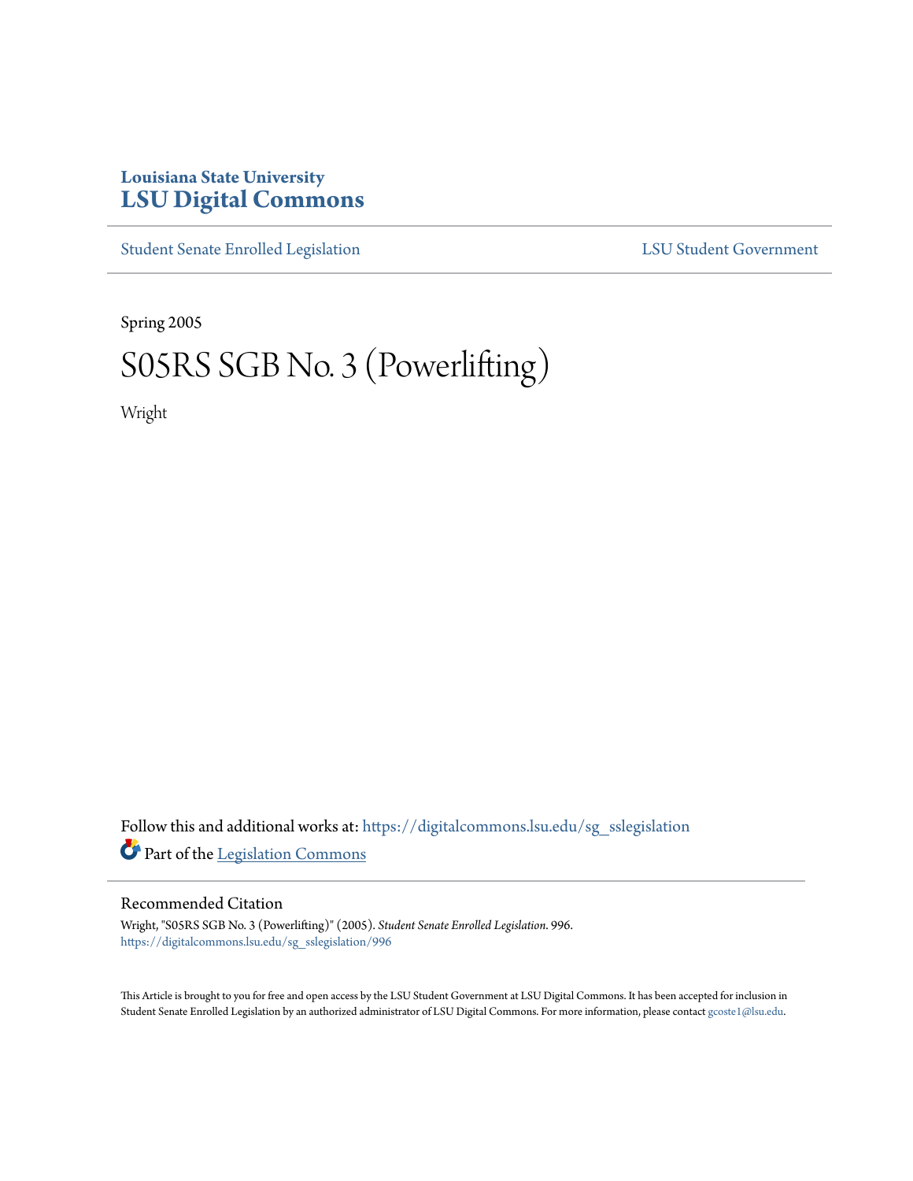Louisiana State University
# LSU Digital Commons

Student Senate Enrolled Legislation | LSU Student Government

Spring 2005

# S05RS SGB No. 3 (Powerlifting)

Wright

Follow this and additional works at: https://digitalcommons.lsu.edu/sg_sslegislation

Part of the Legislation Commons

## Recommended Citation

Wright, "S05RS SGB No. 3 (Powerlifting)" (2005). *Student Senate Enrolled Legislation*. 996.
https://digitalcommons.lsu.edu/sg_sslegislation/996

This Article is brought to you for free and open access by the LSU Student Government at LSU Digital Commons. It has been accepted for inclusion in Student Senate Enrolled Legislation by an authorized administrator of LSU Digital Commons. For more information, please contact gcoste1@lsu.edu.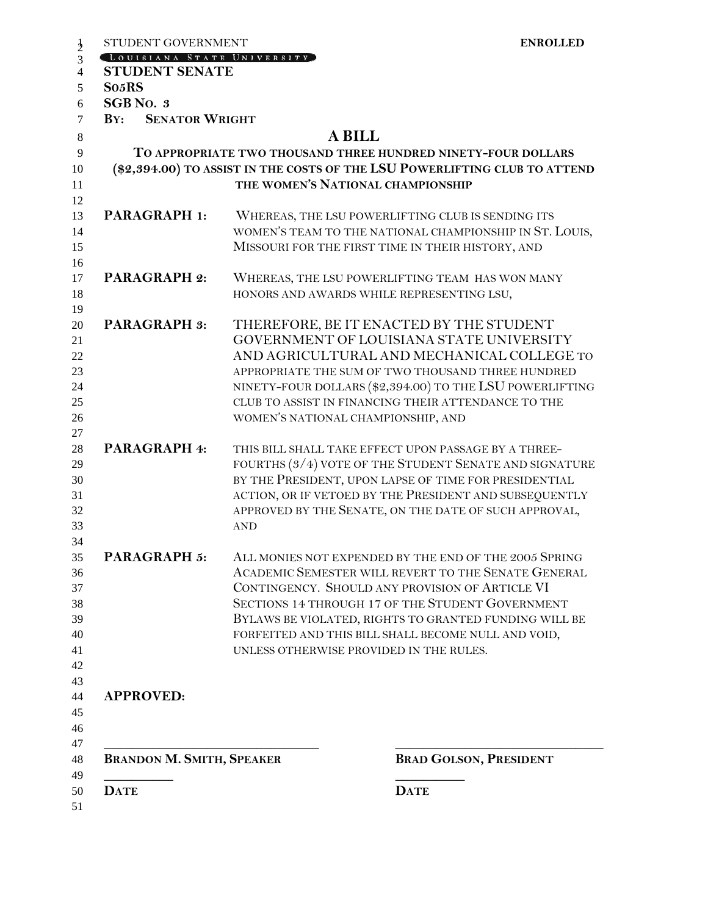STUDENT GOVERNMENT **ENROLLED**

LOUISIANA STATE UNIVERSITY

**STUDENT SENATE**

**S05RS**

**SGB NO. 3**

**BY: SENATOR WRIGHT**

# A BILL

**TO APPROPRIATE TWO THOUSAND THREE HUNDRED NINETY-FOUR DOLLARS ($2,394.00) TO ASSIST IN THE COSTS OF THE LSU POWERLIFTING CLUB TO ATTEND THE WOMEN'S NATIONAL CHAMPIONSHIP**

**PARAGRAPH 1:** WHEREAS, THE LSU POWERLIFTING CLUB IS SENDING ITS WOMEN'S TEAM TO THE NATIONAL CHAMPIONSHIP IN ST. LOUIS, MISSOURI FOR THE FIRST TIME IN THEIR HISTORY, AND

**PARAGRAPH 2:** WHEREAS, THE LSU POWERLIFTING TEAM HAS WON MANY HONORS AND AWARDS WHILE REPRESENTING LSU,

**PARAGRAPH 3:** THEREFORE, BE IT ENACTED BY THE STUDENT GOVERNMENT OF LOUISIANA STATE UNIVERSITY AND AGRICULTURAL AND MECHANICAL COLLEGE TO APPROPRIATE THE SUM OF TWO THOUSAND THREE HUNDRED NINETY-FOUR DOLLARS ($2,394.00) TO THE LSU POWERLIFTING CLUB TO ASSIST IN FINANCING THEIR ATTENDANCE TO THE WOMEN'S NATIONAL CHAMPIONSHIP, AND

**PARAGRAPH 4:** THIS BILL SHALL TAKE EFFECT UPON PASSAGE BY A THREE-FOURTHS (3/4) VOTE OF THE STUDENT SENATE AND SIGNATURE BY THE PRESIDENT, UPON LAPSE OF TIME FOR PRESIDENTIAL ACTION, OR IF VETOED BY THE PRESIDENT AND SUBSEQUENTLY APPROVED BY THE SENATE, ON THE DATE OF SUCH APPROVAL, AND

**PARAGRAPH 5:** ALL MONIES NOT EXPENDED BY THE END OF THE 2005 SPRING ACADEMIC SEMESTER WILL REVERT TO THE SENATE GENERAL CONTINGENCY. SHOULD ANY PROVISION OF ARTICLE VI SECTIONS 14 THROUGH 17 OF THE STUDENT GOVERNMENT BYLAWS BE VIOLATED, RIGHTS TO GRANTED FUNDING WILL BE FORFEITED AND THIS BILL SHALL BECOME NULL AND VOID, UNLESS OTHERWISE PROVIDED IN THE RULES.

**APPROVED:**

\_\_\_\_\_\_\_\_\_\_\_\_\_\_\_\_\_\_\_\_\_\_\_\_\_\_\_\_\_\_ \_\_\_\_\_\_\_\_\_\_\_\_\_\_\_\_\_\_\_\_\_\_\_\_\_\_\_\_\_\_

**BRANDON M. SMITH, SPEAKER** **BRAD GOLSON, PRESIDENT**

\_\_\_\_\_\_\_\_\_\_ \_\_\_\_\_\_\_\_\_\_

**DATE** **DATE**